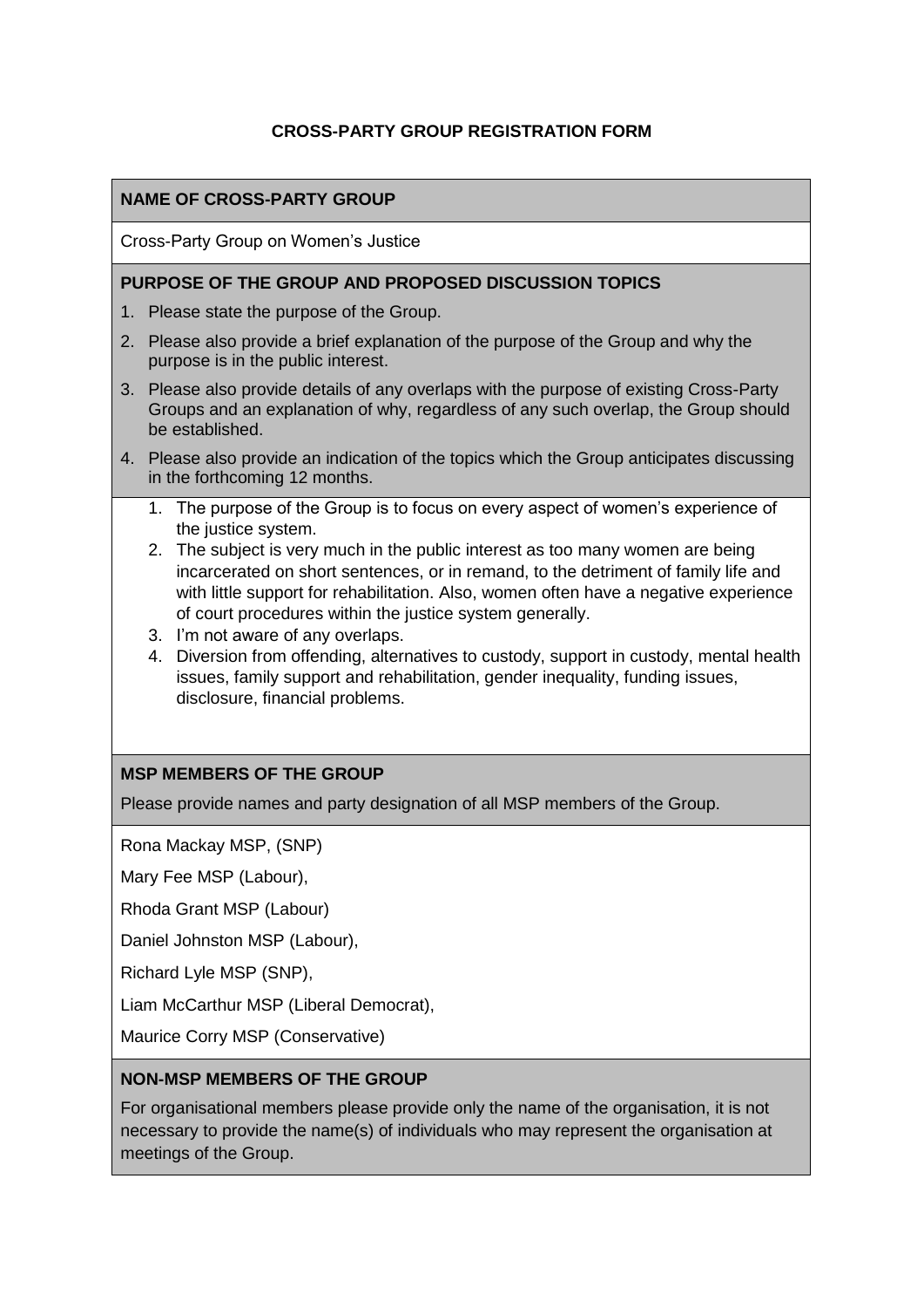# CROSS-PARTY GROUP REGISTRATION FORM

## NAME OF CROSS-PARTY GROUP

Cross-Party Group on Women's Justice

## PURPOSE OF THE GROUP AND PROPOSED DISCUSSION TOPICS

1. Please state the purpose of the Group.
2. Please also provide a brief explanation of the purpose of the Group and why the purpose is in the public interest.
3. Please also provide details of any overlaps with the purpose of existing Cross-Party Groups and an explanation of why, regardless of any such overlap, the Group should be established.
4. Please also provide an indication of the topics which the Group anticipates discussing in the forthcoming 12 months.

1. The purpose of the Group is to focus on every aspect of women's experience of the justice system.
2. The subject is very much in the public interest as too many women are being incarcerated on short sentences, or in remand, to the detriment of family life and with little support for rehabilitation. Also, women often have a negative experience of court procedures within the justice system generally.
3. I'm not aware of any overlaps.
4. Diversion from offending, alternatives to custody, support in custody, mental health issues, family support and rehabilitation, gender inequality, funding issues, disclosure, financial problems.

## MSP MEMBERS OF THE GROUP

Please provide names and party designation of all MSP members of the Group.

Rona Mackay MSP, (SNP)

Mary Fee MSP (Labour),

Rhoda Grant MSP (Labour)

Daniel Johnston MSP (Labour),

Richard Lyle MSP (SNP),

Liam McCarthur MSP (Liberal Democrat),

Maurice Corry MSP (Conservative)

## NON-MSP MEMBERS OF THE GROUP

For organisational members please provide only the name of the organisation, it is not necessary to provide the name(s) of individuals who may represent the organisation at meetings of the Group.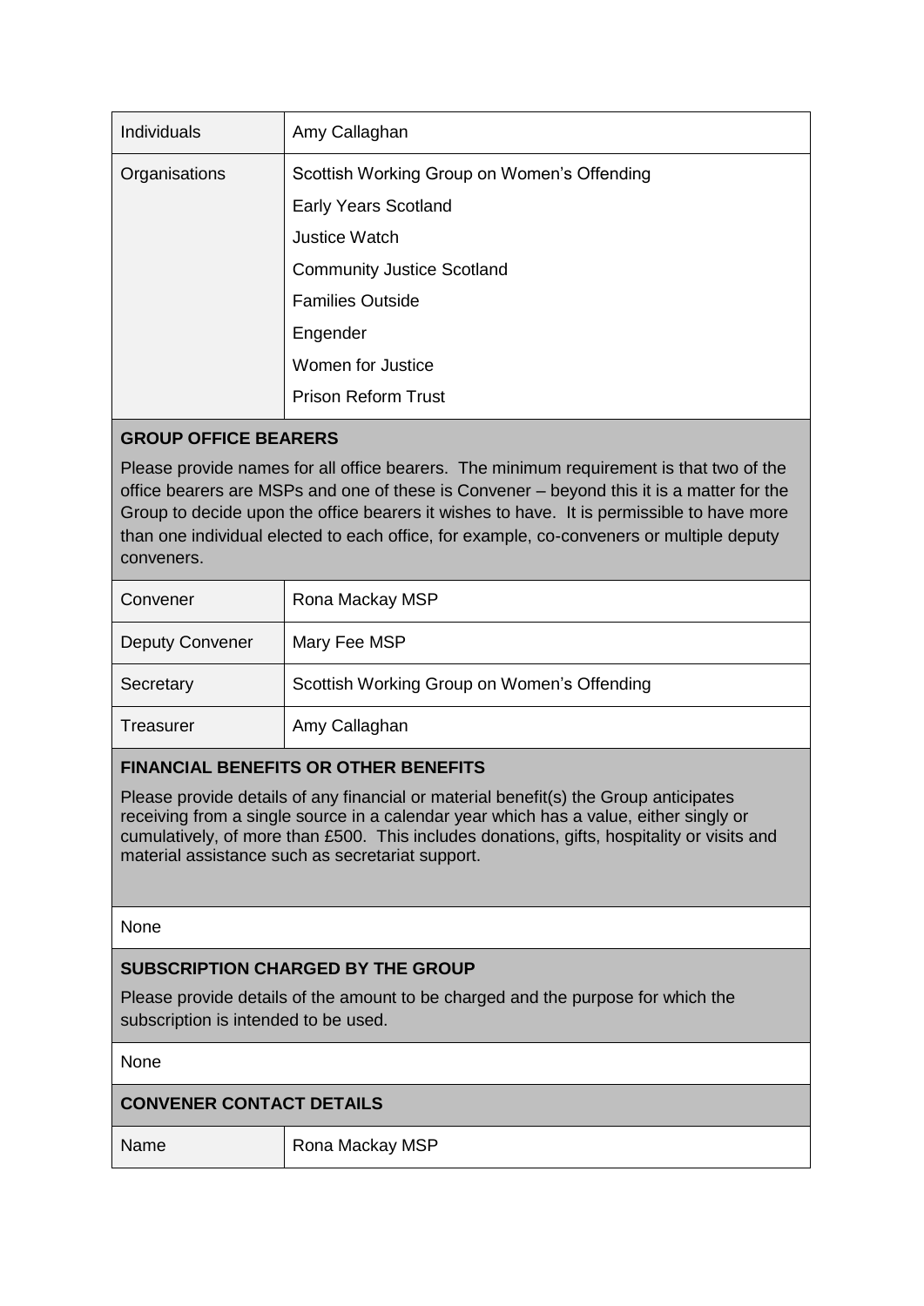| | |
|---|---|
| Individuals | Amy Callaghan |
| Organisations | Scottish Working Group on Women's Offending<br>Early Years Scotland<br>Justice Watch<br>Community Justice Scotland<br>Families Outside<br>Engender<br>Women for Justice<br>Prison Reform Trust |

**GROUP OFFICE BEARERS**

Please provide names for all office bearers. The minimum requirement is that two of the office bearers are MSPs and one of these is Convener – beyond this it is a matter for the Group to decide upon the office bearers it wishes to have. It is permissible to have more than one individual elected to each office, for example, co-conveners or multiple deputy conveners.

| | |
|---|---|
| Convener | Rona Mackay MSP |
| Deputy Convener | Mary Fee MSP |
| Secretary | Scottish Working Group on Women's Offending |
| Treasurer | Amy Callaghan |

**FINANCIAL BENEFITS OR OTHER BENEFITS**

Please provide details of any financial or material benefit(s) the Group anticipates receiving from a single source in a calendar year which has a value, either singly or cumulatively, of more than £500. This includes donations, gifts, hospitality or visits and material assistance such as secretariat support.

None

**SUBSCRIPTION CHARGED BY THE GROUP**

Please provide details of the amount to be charged and the purpose for which the subscription is intended to be used.

None

**CONVENER CONTACT DETAILS**

| | |
|---|---|
| Name | Rona Mackay MSP |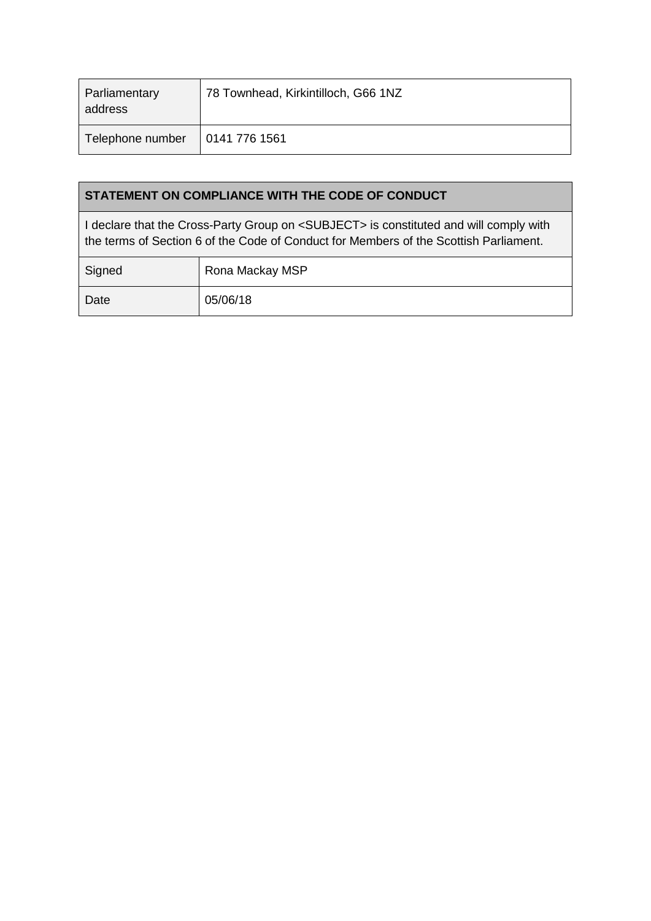| | |
|---|---|
| Parliamentary address | 78 Townhead, Kirkintilloch, G66 1NZ |
| Telephone number | 0141 776 1561 |

| STATEMENT ON COMPLIANCE WITH THE CODE OF CONDUCT | |
|---|---|
| I declare that the Cross-Party Group on <SUBJECT> is constituted and will comply with the terms of Section 6 of the Code of Conduct for Members of the Scottish Parliament. | |
| Signed | Rona Mackay MSP |
| Date | 05/06/18 |